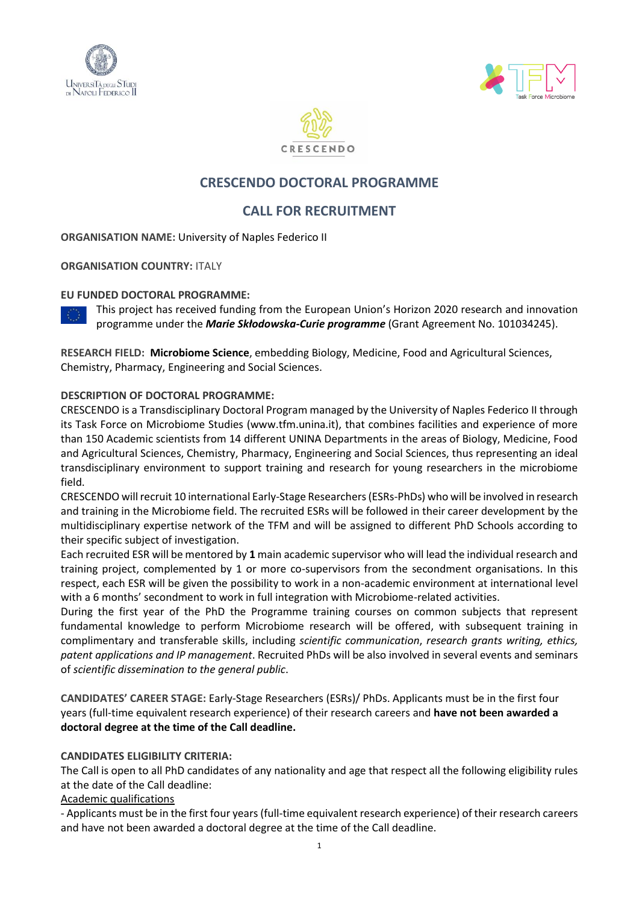# CRESCENDO DOCTORAL PROGRAMME

## CALL FOR RECRUITMENT

**ORGANISATION NAME:** University of Naples Federico II

**ORGANISATION COUNTRY:** ITALY

**EU FUNDED DOCTORAL PROGRAMME:**

This project has received funding from the European Union's Horizon 2020 research and innovation programme under the ***Marie Skłodowska-Curie programme*** (Grant Agreement No. 101034245).

**RESEARCH FIELD: Microbiome Science**, embedding Biology, Medicine, Food and Agricultural Sciences, Chemistry, Pharmacy, Engineering and Social Sciences.

**DESCRIPTION OF DOCTORAL PROGRAMME:**

CRESCENDO is a Transdisciplinary Doctoral Program managed by the University of Naples Federico II through its Task Force on Microbiome Studies (www.tfm.unina.it), that combines facilities and experience of more than 150 Academic scientists from 14 different UNINA Departments in the areas of Biology, Medicine, Food and Agricultural Sciences, Chemistry, Pharmacy, Engineering and Social Sciences, thus representing an ideal transdisciplinary environment to support training and research for young researchers in the microbiome field.

CRESCENDO will recruit 10 international Early-Stage Researchers (ESRs-PhDs) who will be involved in research and training in the Microbiome field. The recruited ESRs will be followed in their career development by the multidisciplinary expertise network of the TFM and will be assigned to different PhD Schools according to their specific subject of investigation.

Each recruited ESR will be mentored by **1** main academic supervisor who will lead the individual research and training project, complemented by 1 or more co-supervisors from the secondment organisations. In this respect, each ESR will be given the possibility to work in a non-academic environment at international level with a 6 months' secondment to work in full integration with Microbiome-related activities.

During the first year of the PhD the Programme training courses on common subjects that represent fundamental knowledge to perform Microbiome research will be offered, with subsequent training in complimentary and transferable skills, including *scientific communication*, *research grants writing, ethics, patent applications and IP management*. Recruited PhDs will be also involved in several events and seminars of *scientific dissemination to the general public*.

**CANDIDATES' CAREER STAGE:** Early-Stage Researchers (ESRs)/ PhDs. Applicants must be in the first four years (full-time equivalent research experience) of their research careers and **have not been awarded a doctoral degree at the time of the Call deadline.**

**CANDIDATES ELIGIBILITY CRITERIA:**

The Call is open to all PhD candidates of any nationality and age that respect all the following eligibility rules at the date of the Call deadline:

<u>Academic qualifications</u>

- Applicants must be in the first four years (full-time equivalent research experience) of their research careers and have not been awarded a doctoral degree at the time of the Call deadline.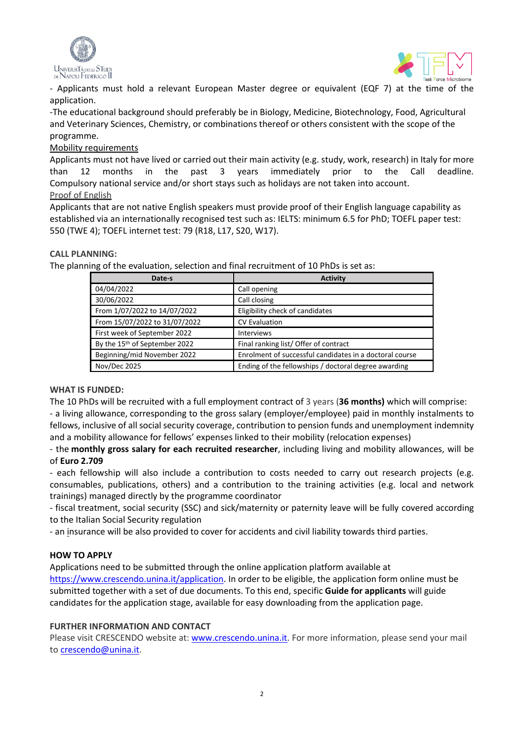- Applicants must hold a relevant European Master degree or equivalent (EQF 7) at the time of the application.

-The educational background should preferably be in Biology, Medicine, Biotechnology, Food, Agricultural and Veterinary Sciences, Chemistry, or combinations thereof or others consistent with the scope of the programme.

Mobility requirements

Applicants must not have lived or carried out their main activity (e.g. study, work, research) in Italy for more than 12 months in the past 3 years immediately prior to the Call deadline. Compulsory national service and/or short stays such as holidays are not taken into account.

Proof of English

Applicants that are not native English speakers must provide proof of their English language capability as established via an internationally recognised test such as: IELTS: minimum 6.5 for PhD; TOEFL paper test: 550 (TWE 4); TOEFL internet test: 79 (R18, L17, S20, W17).

**CALL PLANNING:**

The planning of the evaluation, selection and final recruitment of 10 PhDs is set as:

| Date-s | Activity |
|---|---|
| 04/04/2022 | Call opening |
| 30/06/2022 | Call closing |
| From 1/07/2022 to 14/07/2022 | Eligibility check of candidates |
| From 15/07/2022 to 31/07/2022 | CV Evaluation |
| First week of September 2022 | Interviews |
| By the 15th of September 2022 | Final ranking list/ Offer of contract |
| Beginning/mid November 2022 | Enrolment of successful candidates in a doctoral course |
| Nov/Dec 2025 | Ending of the fellowships / doctoral degree awarding |

**WHAT IS FUNDED:**

The 10 PhDs will be recruited with a full employment contract of 3 years (**36 months)** which will comprise:

- a living allowance, corresponding to the gross salary (employer/employee) paid in monthly instalments to fellows, inclusive of all social security coverage, contribution to pension funds and unemployment indemnity and a mobility allowance for fellows' expenses linked to their mobility (relocation expenses)
- the **monthly gross salary for each recruited researcher**, including living and mobility allowances, will be of **Euro 2.709**
- each fellowship will also include a contribution to costs needed to carry out research projects (e.g. consumables, publications, others) and a contribution to the training activities (e.g. local and network trainings) managed directly by the programme coordinator
- fiscal treatment, social security (SSC) and sick/maternity or paternity leave will be fully covered according to the Italian Social Security regulation
- an insurance will be also provided to cover for accidents and civil liability towards third parties.

**HOW TO APPLY**

Applications need to be submitted through the online application platform available at https://www.crescendo.unina.it/application. In order to be eligible, the application form online must be submitted together with a set of due documents. To this end, specific **Guide for applicants** will guide candidates for the application stage, available for easy downloading from the application page.

**FURTHER INFORMATION AND CONTACT**

Please visit CRESCENDO website at: www.crescendo.unina.it. For more information, please send your mail to crescendo@unina.it.